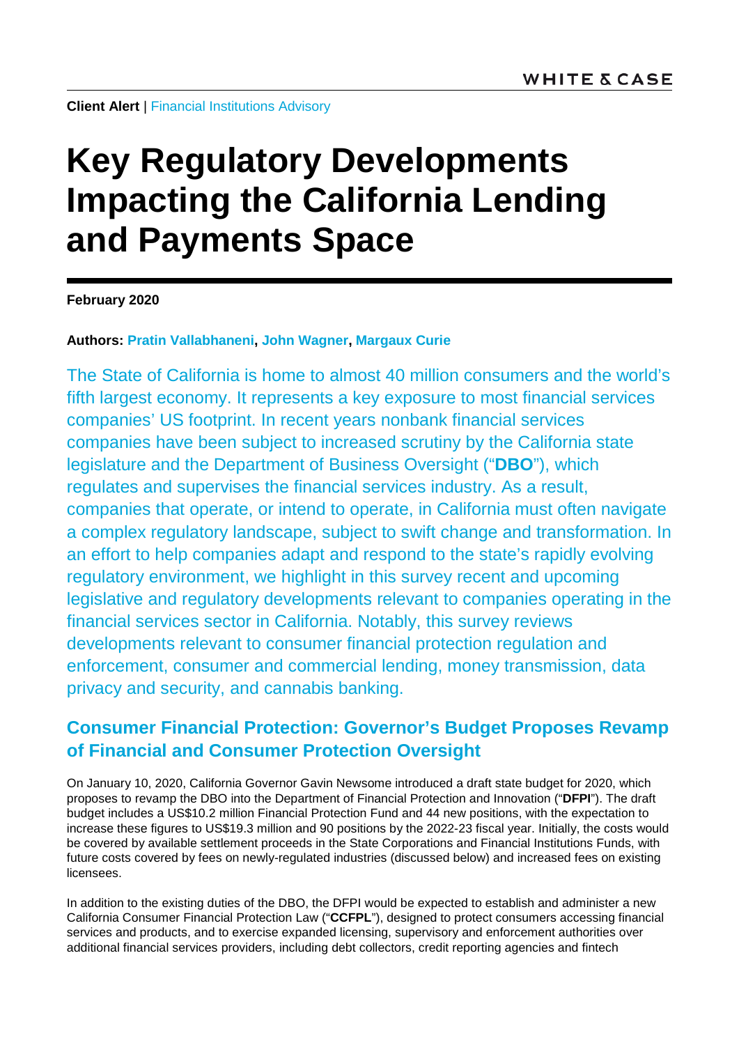**Client Alert** | Financial Institutions Advisory

# Key Regulatory Developments Impacting the California Lending and Payments Space

**February 2020**

**Authors: Pratin Vallabhaneni, John Wagner, Margaux Curie**

The State of California is home to almost 40 million consumers and the world's fifth largest economy. It represents a key exposure to most financial services companies' US footprint. In recent years nonbank financial services companies have been subject to increased scrutiny by the California state legislature and the Department of Business Oversight ("**DBO**"), which regulates and supervises the financial services industry. As a result, companies that operate, or intend to operate, in California must often navigate a complex regulatory landscape, subject to swift change and transformation. In an effort to help companies adapt and respond to the state's rapidly evolving regulatory environment, we highlight in this survey recent and upcoming legislative and regulatory developments relevant to companies operating in the financial services sector in California. Notably, this survey reviews developments relevant to consumer financial protection regulation and enforcement, consumer and commercial lending, money transmission, data privacy and security, and cannabis banking.

## Consumer Financial Protection: Governor's Budget Proposes Revamp of Financial and Consumer Protection Oversight

On January 10, 2020, California Governor Gavin Newsome introduced a draft state budget for 2020, which proposes to revamp the DBO into the Department of Financial Protection and Innovation ("**DFPI**"). The draft budget includes a US$10.2 million Financial Protection Fund and 44 new positions, with the expectation to increase these figures to US$19.3 million and 90 positions by the 2022-23 fiscal year. Initially, the costs would be covered by available settlement proceeds in the State Corporations and Financial Institutions Funds, with future costs covered by fees on newly-regulated industries (discussed below) and increased fees on existing licensees.

In addition to the existing duties of the DBO, the DFPI would be expected to establish and administer a new California Consumer Financial Protection Law ("**CCFPL**"), designed to protect consumers accessing financial services and products, and to exercise expanded licensing, supervisory and enforcement authorities over additional financial services providers, including debt collectors, credit reporting agencies and fintech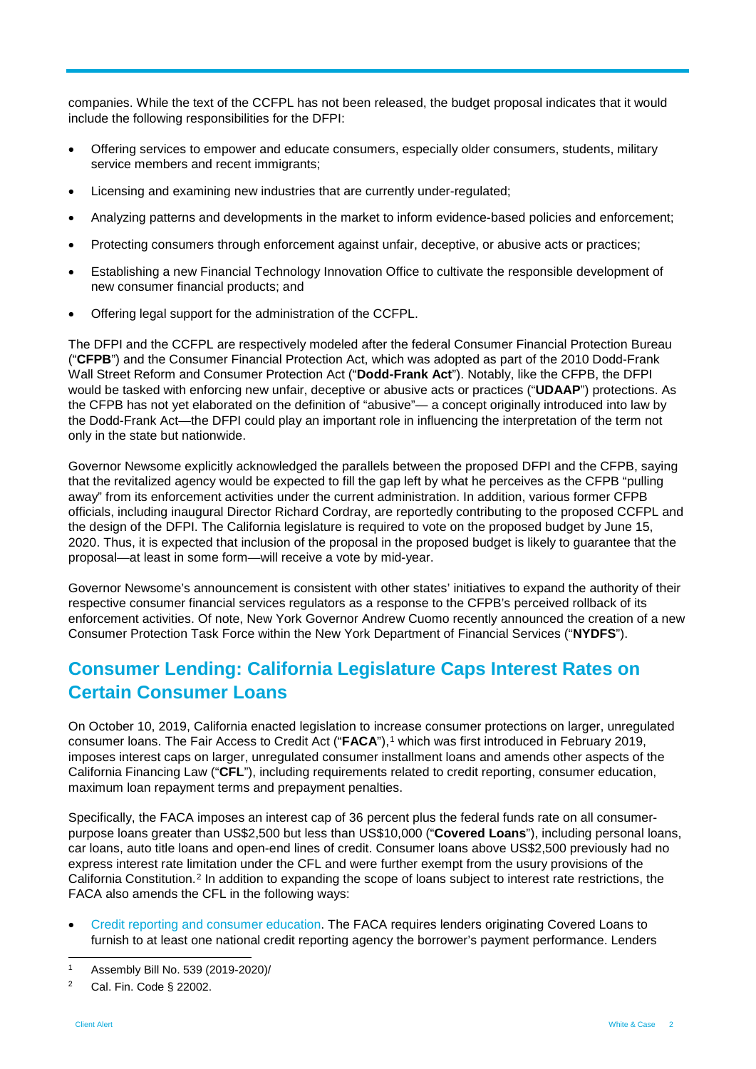companies. While the text of the CCFPL has not been released, the budget proposal indicates that it would include the following responsibilities for the DFPI:

- Offering services to empower and educate consumers, especially older consumers, students, military service members and recent immigrants;
- Licensing and examining new industries that are currently under-regulated;
- Analyzing patterns and developments in the market to inform evidence-based policies and enforcement;
- Protecting consumers through enforcement against unfair, deceptive, or abusive acts or practices;
- Establishing a new Financial Technology Innovation Office to cultivate the responsible development of new consumer financial products; and
- Offering legal support for the administration of the CCFPL.

The DFPI and the CCFPL are respectively modeled after the federal Consumer Financial Protection Bureau ("**CFPB**") and the Consumer Financial Protection Act, which was adopted as part of the 2010 Dodd-Frank Wall Street Reform and Consumer Protection Act ("**Dodd-Frank Act**"). Notably, like the CFPB, the DFPI would be tasked with enforcing new unfair, deceptive or abusive acts or practices ("**UDAAP**") protections. As the CFPB has not yet elaborated on the definition of "abusive"— a concept originally introduced into law by the Dodd-Frank Act—the DFPI could play an important role in influencing the interpretation of the term not only in the state but nationwide.

Governor Newsome explicitly acknowledged the parallels between the proposed DFPI and the CFPB, saying that the revitalized agency would be expected to fill the gap left by what he perceives as the CFPB "pulling away" from its enforcement activities under the current administration. In addition, various former CFPB officials, including inaugural Director Richard Cordray, are reportedly contributing to the proposed CCFPL and the design of the DFPI. The California legislature is required to vote on the proposed budget by June 15, 2020. Thus, it is expected that inclusion of the proposal in the proposed budget is likely to guarantee that the proposal—at least in some form—will receive a vote by mid-year.

Governor Newsome's announcement is consistent with other states' initiatives to expand the authority of their respective consumer financial services regulators as a response to the CFPB's perceived rollback of its enforcement activities. Of note, New York Governor Andrew Cuomo recently announced the creation of a new Consumer Protection Task Force within the New York Department of Financial Services ("**NYDFS**").

## Consumer Lending: California Legislature Caps Interest Rates on Certain Consumer Loans

On October 10, 2019, California enacted legislation to increase consumer protections on larger, unregulated consumer loans. The Fair Access to Credit Act ("**FACA**"),[1] which was first introduced in February 2019, imposes interest caps on larger, unregulated consumer installment loans and amends other aspects of the California Financing Law ("**CFL**"), including requirements related to credit reporting, consumer education, maximum loan repayment terms and prepayment penalties.

Specifically, the FACA imposes an interest cap of 36 percent plus the federal funds rate on all consumer-purpose loans greater than US$2,500 but less than US$10,000 ("**Covered Loans**"), including personal loans, car loans, auto title loans and open-end lines of credit. Consumer loans above US$2,500 previously had no express interest rate limitation under the CFL and were further exempt from the usury provisions of the California Constitution.[2] In addition to expanding the scope of loans subject to interest rate restrictions, the FACA also amends the CFL in the following ways:

- Credit reporting and consumer education. The FACA requires lenders originating Covered Loans to furnish to at least one national credit reporting agency the borrower's payment performance. Lenders

---

[1] Assembly Bill No. 539 (2019-2020)/

[2] Cal. Fin. Code § 22002.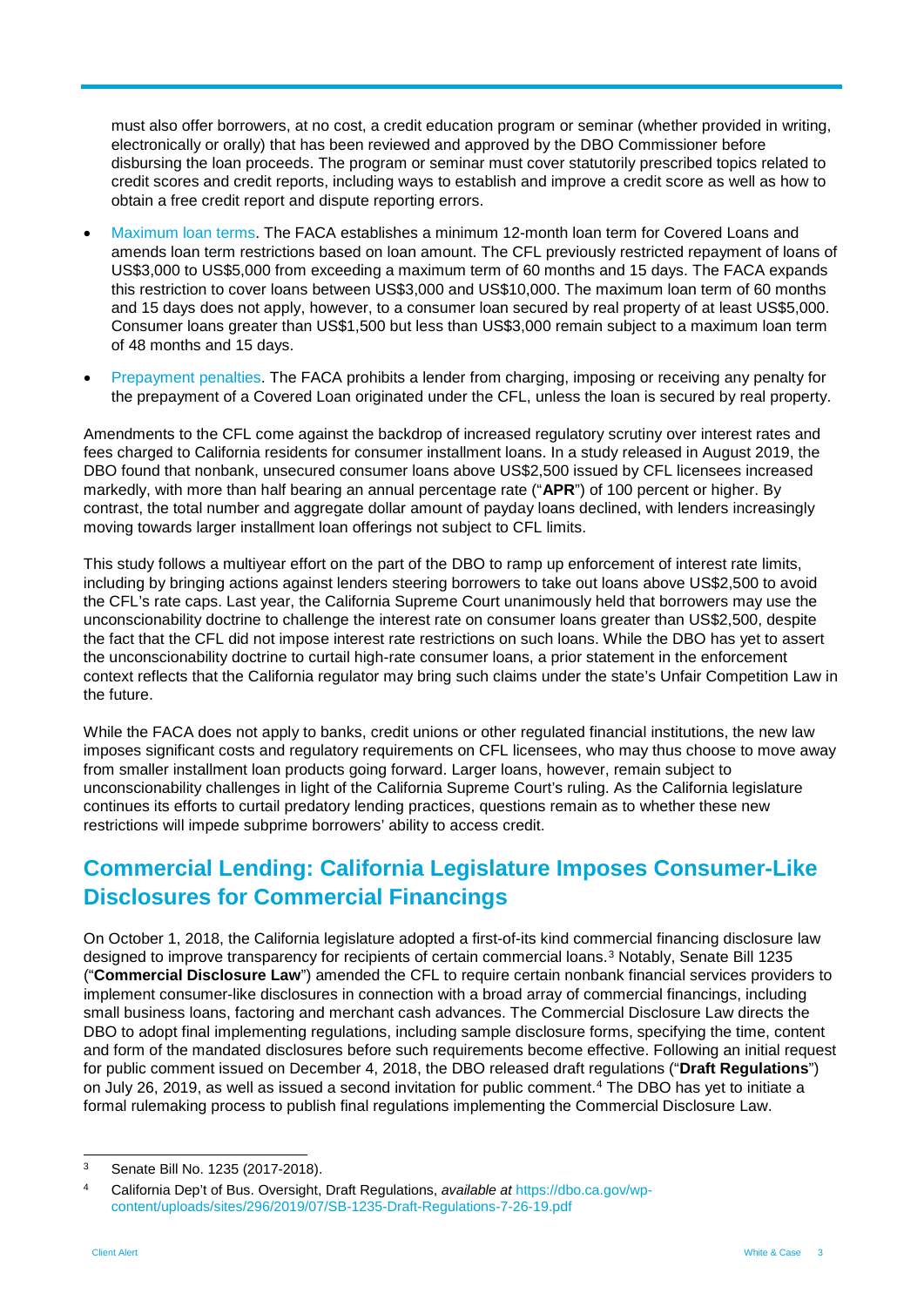must also offer borrowers, at no cost, a credit education program or seminar (whether provided in writing, electronically or orally) that has been reviewed and approved by the DBO Commissioner before disbursing the loan proceeds. The program or seminar must cover statutorily prescribed topics related to credit scores and credit reports, including ways to establish and improve a credit score as well as how to obtain a free credit report and dispute reporting errors.

- Maximum loan terms. The FACA establishes a minimum 12-month loan term for Covered Loans and amends loan term restrictions based on loan amount. The CFL previously restricted repayment of loans of US$3,000 to US$5,000 from exceeding a maximum term of 60 months and 15 days. The FACA expands this restriction to cover loans between US$3,000 and US$10,000. The maximum loan term of 60 months and 15 days does not apply, however, to a consumer loan secured by real property of at least US$5,000. Consumer loans greater than US$1,500 but less than US$3,000 remain subject to a maximum loan term of 48 months and 15 days.
- Prepayment penalties. The FACA prohibits a lender from charging, imposing or receiving any penalty for the prepayment of a Covered Loan originated under the CFL, unless the loan is secured by real property.

Amendments to the CFL come against the backdrop of increased regulatory scrutiny over interest rates and fees charged to California residents for consumer installment loans. In a study released in August 2019, the DBO found that nonbank, unsecured consumer loans above US$2,500 issued by CFL licensees increased markedly, with more than half bearing an annual percentage rate ("**APR**") of 100 percent or higher. By contrast, the total number and aggregate dollar amount of payday loans declined, with lenders increasingly moving towards larger installment loan offerings not subject to CFL limits.

This study follows a multiyear effort on the part of the DBO to ramp up enforcement of interest rate limits, including by bringing actions against lenders steering borrowers to take out loans above US$2,500 to avoid the CFL's rate caps. Last year, the California Supreme Court unanimously held that borrowers may use the unconscionability doctrine to challenge the interest rate on consumer loans greater than US$2,500, despite the fact that the CFL did not impose interest rate restrictions on such loans. While the DBO has yet to assert the unconscionability doctrine to curtail high-rate consumer loans, a prior statement in the enforcement context reflects that the California regulator may bring such claims under the state's Unfair Competition Law in the future.

While the FACA does not apply to banks, credit unions or other regulated financial institutions, the new law imposes significant costs and regulatory requirements on CFL licensees, who may thus choose to move away from smaller installment loan products going forward. Larger loans, however, remain subject to unconscionability challenges in light of the California Supreme Court's ruling. As the California legislature continues its efforts to curtail predatory lending practices, questions remain as to whether these new restrictions will impede subprime borrowers' ability to access credit.

## Commercial Lending: California Legislature Imposes Consumer-Like Disclosures for Commercial Financings

On October 1, 2018, the California legislature adopted a first-of-its kind commercial financing disclosure law designed to improve transparency for recipients of certain commercial loans.[3] Notably, Senate Bill 1235 ("**Commercial Disclosure Law**") amended the CFL to require certain nonbank financial services providers to implement consumer-like disclosures in connection with a broad array of commercial financings, including small business loans, factoring and merchant cash advances. The Commercial Disclosure Law directs the DBO to adopt final implementing regulations, including sample disclosure forms, specifying the time, content and form of the mandated disclosures before such requirements become effective. Following an initial request for public comment issued on December 4, 2018, the DBO released draft regulations ("**Draft Regulations**") on July 26, 2019, as well as issued a second invitation for public comment.[4] The DBO has yet to initiate a formal rulemaking process to publish final regulations implementing the Commercial Disclosure Law.

---

[3] Senate Bill No. 1235 (2017-2018).

[4] California Dep't of Bus. Oversight, Draft Regulations, *available at* https://dbo.ca.gov/wp-content/uploads/sites/296/2019/07/SB-1235-Draft-Regulations-7-26-19.pdf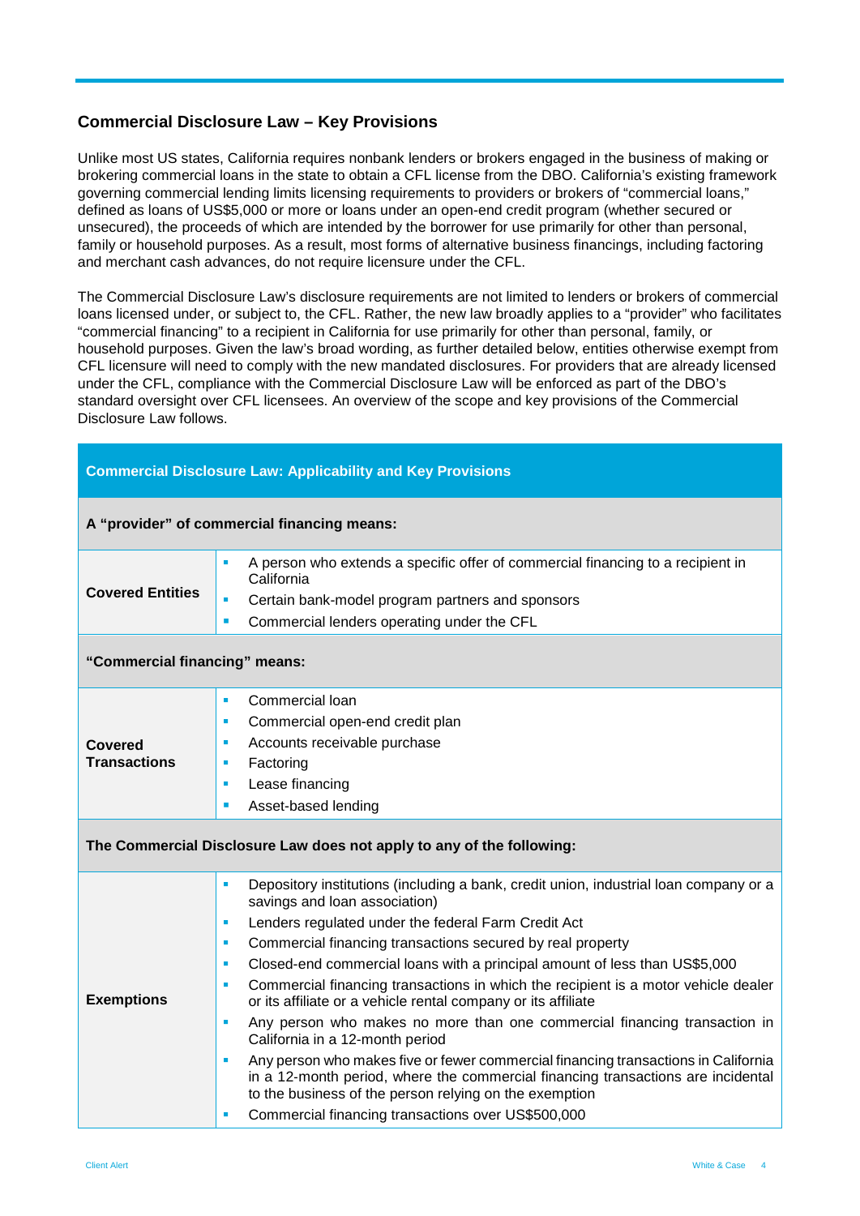## Commercial Disclosure Law – Key Provisions

Unlike most US states, California requires nonbank lenders or brokers engaged in the business of making or brokering commercial loans in the state to obtain a CFL license from the DBO. California's existing framework governing commercial lending limits licensing requirements to providers or brokers of "commercial loans," defined as loans of US$5,000 or more or loans under an open-end credit program (whether secured or unsecured), the proceeds of which are intended by the borrower for use primarily for other than personal, family or household purposes. As a result, most forms of alternative business financings, including factoring and merchant cash advances, do not require licensure under the CFL.

The Commercial Disclosure Law's disclosure requirements are not limited to lenders or brokers of commercial loans licensed under, or subject to, the CFL. Rather, the new law broadly applies to a "provider" who facilitates "commercial financing" to a recipient in California for use primarily for other than personal, family, or household purposes. Given the law's broad wording, as further detailed below, entities otherwise exempt from CFL licensure will need to comply with the new mandated disclosures. For providers that are already licensed under the CFL, compliance with the Commercial Disclosure Law will be enforced as part of the DBO's standard oversight over CFL licensees. An overview of the scope and key provisions of the Commercial Disclosure Law follows.

| **Commercial Disclosure Law: Applicability and Key Provisions** | |
|---|---|
| **A "provider" of commercial financing means:** | |
| **Covered Entities** | • A person who extends a specific offer of commercial financing to a recipient in California<br>• Certain bank-model program partners and sponsors<br>• Commercial lenders operating under the CFL |
| **"Commercial financing" means:** | |
| **Covered Transactions** | • Commercial loan<br>• Commercial open-end credit plan<br>• Accounts receivable purchase<br>• Factoring<br>• Lease financing<br>• Asset-based lending |
| **The Commercial Disclosure Law does not apply to any of the following:** | |
| **Exemptions** | • Depository institutions (including a bank, credit union, industrial loan company or a savings and loan association)<br>• Lenders regulated under the federal Farm Credit Act<br>• Commercial financing transactions secured by real property<br>• Closed-end commercial loans with a principal amount of less than US$5,000<br>• Commercial financing transactions in which the recipient is a motor vehicle dealer or its affiliate or a vehicle rental company or its affiliate<br>• Any person who makes no more than one commercial financing transaction in California in a 12-month period<br>• Any person who makes five or fewer commercial financing transactions in California in a 12-month period, where the commercial financing transactions are incidental to the business of the person relying on the exemption<br>• Commercial financing transactions over US$500,000 |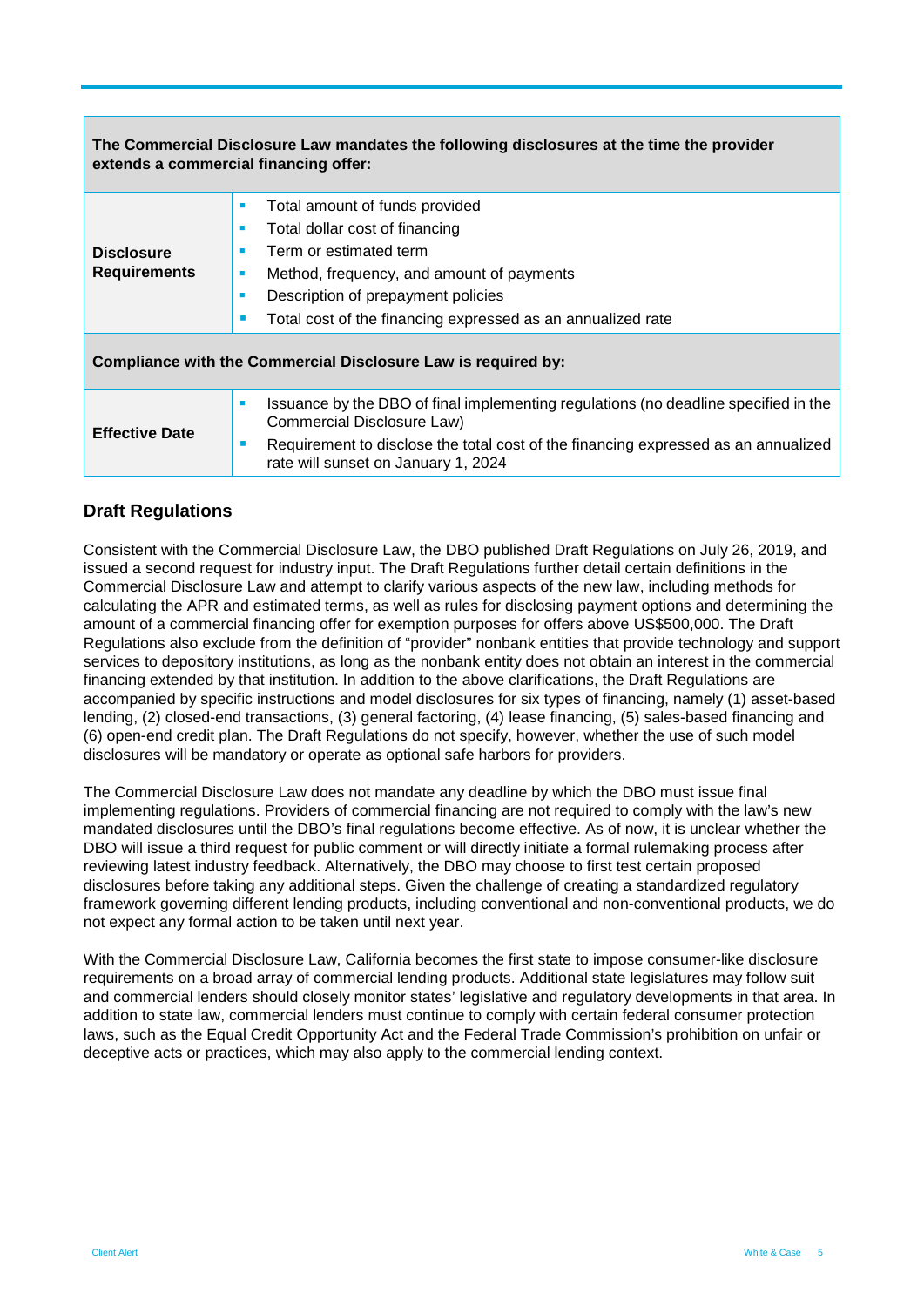| The Commercial Disclosure Law mandates the following disclosures at the time the provider extends a commercial financing offer: | |
|---|---|
| **Disclosure Requirements** | ▪ Total amount of funds provided<br>▪ Total dollar cost of financing<br>▪ Term or estimated term<br>▪ Method, frequency, and amount of payments<br>▪ Description of prepayment policies<br>▪ Total cost of the financing expressed as an annualized rate |
| **Compliance with the Commercial Disclosure Law is required by:** | |
| **Effective Date** | ▪ Issuance by the DBO of final implementing regulations (no deadline specified in the Commercial Disclosure Law)<br>▪ Requirement to disclose the total cost of the financing expressed as an annualized rate will sunset on January 1, 2024 |

## Draft Regulations

Consistent with the Commercial Disclosure Law, the DBO published Draft Regulations on July 26, 2019, and issued a second request for industry input. The Draft Regulations further detail certain definitions in the Commercial Disclosure Law and attempt to clarify various aspects of the new law, including methods for calculating the APR and estimated terms, as well as rules for disclosing payment options and determining the amount of a commercial financing offer for exemption purposes for offers above US$500,000. The Draft Regulations also exclude from the definition of "provider" nonbank entities that provide technology and support services to depository institutions, as long as the nonbank entity does not obtain an interest in the commercial financing extended by that institution. In addition to the above clarifications, the Draft Regulations are accompanied by specific instructions and model disclosures for six types of financing, namely (1) asset-based lending, (2) closed-end transactions, (3) general factoring, (4) lease financing, (5) sales-based financing and (6) open-end credit plan. The Draft Regulations do not specify, however, whether the use of such model disclosures will be mandatory or operate as optional safe harbors for providers.

The Commercial Disclosure Law does not mandate any deadline by which the DBO must issue final implementing regulations. Providers of commercial financing are not required to comply with the law's new mandated disclosures until the DBO's final regulations become effective. As of now, it is unclear whether the DBO will issue a third request for public comment or will directly initiate a formal rulemaking process after reviewing latest industry feedback. Alternatively, the DBO may choose to first test certain proposed disclosures before taking any additional steps. Given the challenge of creating a standardized regulatory framework governing different lending products, including conventional and non-conventional products, we do not expect any formal action to be taken until next year.

With the Commercial Disclosure Law, California becomes the first state to impose consumer-like disclosure requirements on a broad array of commercial lending products. Additional state legislatures may follow suit and commercial lenders should closely monitor states' legislative and regulatory developments in that area. In addition to state law, commercial lenders must continue to comply with certain federal consumer protection laws, such as the Equal Credit Opportunity Act and the Federal Trade Commission's prohibition on unfair or deceptive acts or practices, which may also apply to the commercial lending context.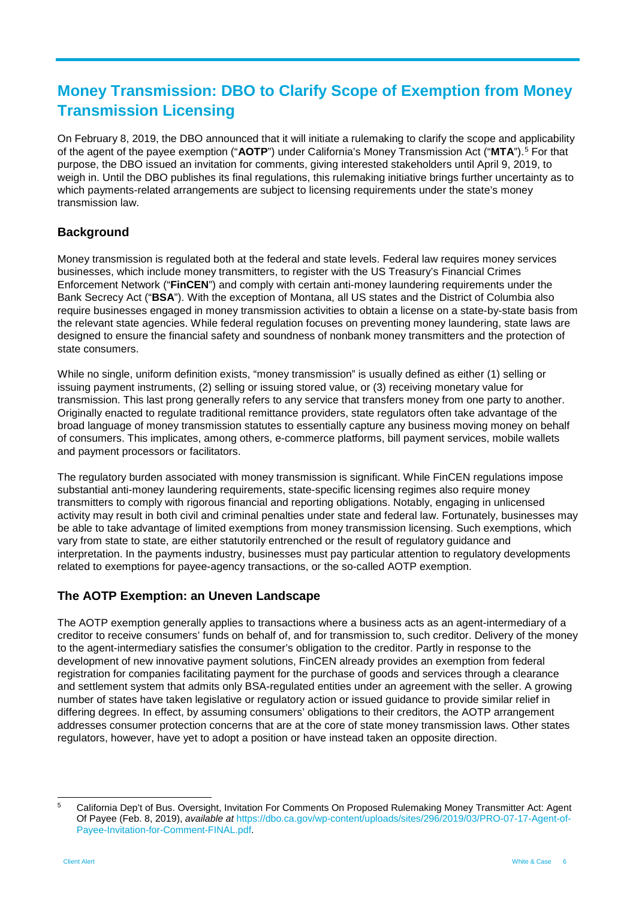# Money Transmission: DBO to Clarify Scope of Exemption from Money Transmission Licensing

On February 8, 2019, the DBO announced that it will initiate a rulemaking to clarify the scope and applicability of the agent of the payee exemption ("**AOTP**") under California's Money Transmission Act ("**MTA**").[5] For that purpose, the DBO issued an invitation for comments, giving interested stakeholders until April 9, 2019, to weigh in. Until the DBO publishes its final regulations, this rulemaking initiative brings further uncertainty as to which payments-related arrangements are subject to licensing requirements under the state's money transmission law.

## Background

Money transmission is regulated both at the federal and state levels. Federal law requires money services businesses, which include money transmitters, to register with the US Treasury's Financial Crimes Enforcement Network ("**FinCEN**") and comply with certain anti-money laundering requirements under the Bank Secrecy Act ("**BSA**"). With the exception of Montana, all US states and the District of Columbia also require businesses engaged in money transmission activities to obtain a license on a state-by-state basis from the relevant state agencies. While federal regulation focuses on preventing money laundering, state laws are designed to ensure the financial safety and soundness of nonbank money transmitters and the protection of state consumers.

While no single, uniform definition exists, "money transmission" is usually defined as either (1) selling or issuing payment instruments, (2) selling or issuing stored value, or (3) receiving monetary value for transmission. This last prong generally refers to any service that transfers money from one party to another. Originally enacted to regulate traditional remittance providers, state regulators often take advantage of the broad language of money transmission statutes to essentially capture any business moving money on behalf of consumers. This implicates, among others, e-commerce platforms, bill payment services, mobile wallets and payment processors or facilitators.

The regulatory burden associated with money transmission is significant. While FinCEN regulations impose substantial anti-money laundering requirements, state-specific licensing regimes also require money transmitters to comply with rigorous financial and reporting obligations. Notably, engaging in unlicensed activity may result in both civil and criminal penalties under state and federal law. Fortunately, businesses may be able to take advantage of limited exemptions from money transmission licensing. Such exemptions, which vary from state to state, are either statutorily entrenched or the result of regulatory guidance and interpretation. In the payments industry, businesses must pay particular attention to regulatory developments related to exemptions for payee-agency transactions, or the so-called AOTP exemption.

## The AOTP Exemption: an Uneven Landscape

The AOTP exemption generally applies to transactions where a business acts as an agent-intermediary of a creditor to receive consumers' funds on behalf of, and for transmission to, such creditor. Delivery of the money to the agent-intermediary satisfies the consumer's obligation to the creditor. Partly in response to the development of new innovative payment solutions, FinCEN already provides an exemption from federal registration for companies facilitating payment for the purchase of goods and services through a clearance and settlement system that admits only BSA-regulated entities under an agreement with the seller. A growing number of states have taken legislative or regulatory action or issued guidance to provide similar relief in differing degrees. In effect, by assuming consumers' obligations to their creditors, the AOTP arrangement addresses consumer protection concerns that are at the core of state money transmission laws. Other states regulators, however, have yet to adopt a position or have instead taken an opposite direction.

---

[5] California Dep't of Bus. Oversight, Invitation For Comments On Proposed Rulemaking Money Transmitter Act: Agent Of Payee (Feb. 8, 2019), *available at* https://dbo.ca.gov/wp-content/uploads/sites/296/2019/03/PRO-07-17-Agent-of-Payee-Invitation-for-Comment-FINAL.pdf.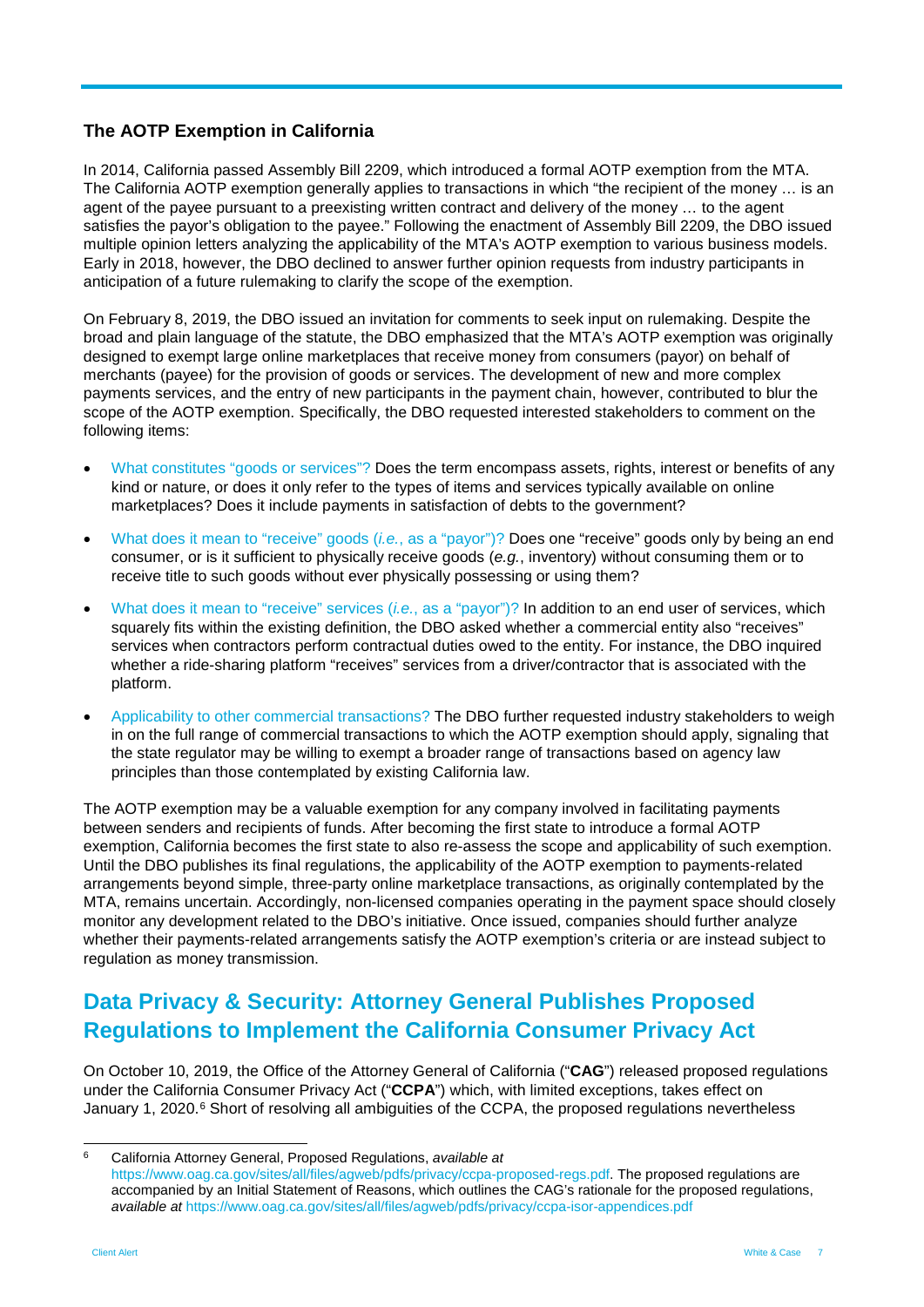### The AOTP Exemption in California

In 2014, California passed Assembly Bill 2209, which introduced a formal AOTP exemption from the MTA. The California AOTP exemption generally applies to transactions in which "the recipient of the money … is an agent of the payee pursuant to a preexisting written contract and delivery of the money … to the agent satisfies the payor's obligation to the payee." Following the enactment of Assembly Bill 2209, the DBO issued multiple opinion letters analyzing the applicability of the MTA's AOTP exemption to various business models. Early in 2018, however, the DBO declined to answer further opinion requests from industry participants in anticipation of a future rulemaking to clarify the scope of the exemption.

On February 8, 2019, the DBO issued an invitation for comments to seek input on rulemaking. Despite the broad and plain language of the statute, the DBO emphasized that the MTA's AOTP exemption was originally designed to exempt large online marketplaces that receive money from consumers (payor) on behalf of merchants (payee) for the provision of goods or services. The development of new and more complex payments services, and the entry of new participants in the payment chain, however, contributed to blur the scope of the AOTP exemption. Specifically, the DBO requested interested stakeholders to comment on the following items:

- What constitutes "goods or services"? Does the term encompass assets, rights, interest or benefits of any kind or nature, or does it only refer to the types of items and services typically available on online marketplaces? Does it include payments in satisfaction of debts to the government?
- What does it mean to "receive" goods (*i.e.*, as a "payor")? Does one "receive" goods only by being an end consumer, or is it sufficient to physically receive goods (*e.g.*, inventory) without consuming them or to receive title to such goods without ever physically possessing or using them?
- What does it mean to "receive" services (*i.e.*, as a "payor")? In addition to an end user of services, which squarely fits within the existing definition, the DBO asked whether a commercial entity also "receives" services when contractors perform contractual duties owed to the entity. For instance, the DBO inquired whether a ride-sharing platform "receives" services from a driver/contractor that is associated with the platform.
- Applicability to other commercial transactions? The DBO further requested industry stakeholders to weigh in on the full range of commercial transactions to which the AOTP exemption should apply, signaling that the state regulator may be willing to exempt a broader range of transactions based on agency law principles than those contemplated by existing California law.

The AOTP exemption may be a valuable exemption for any company involved in facilitating payments between senders and recipients of funds. After becoming the first state to introduce a formal AOTP exemption, California becomes the first state to also re-assess the scope and applicability of such exemption. Until the DBO publishes its final regulations, the applicability of the AOTP exemption to payments-related arrangements beyond simple, three-party online marketplace transactions, as originally contemplated by the MTA, remains uncertain. Accordingly, non-licensed companies operating in the payment space should closely monitor any development related to the DBO's initiative. Once issued, companies should further analyze whether their payments-related arrangements satisfy the AOTP exemption's criteria or are instead subject to regulation as money transmission.

## Data Privacy & Security: Attorney General Publishes Proposed Regulations to Implement the California Consumer Privacy Act

On October 10, 2019, the Office of the Attorney General of California ("**CAG**") released proposed regulations under the California Consumer Privacy Act ("**CCPA**") which, with limited exceptions, takes effect on January 1, 2020.[6] Short of resolving all ambiguities of the CCPA, the proposed regulations nevertheless

[6] California Attorney General, Proposed Regulations, *available at* https://www.oag.ca.gov/sites/all/files/agweb/pdfs/privacy/ccpa-proposed-regs.pdf. The proposed regulations are accompanied by an Initial Statement of Reasons, which outlines the CAG's rationale for the proposed regulations, *available at* https://www.oag.ca.gov/sites/all/files/agweb/pdfs/privacy/ccpa-isor-appendices.pdf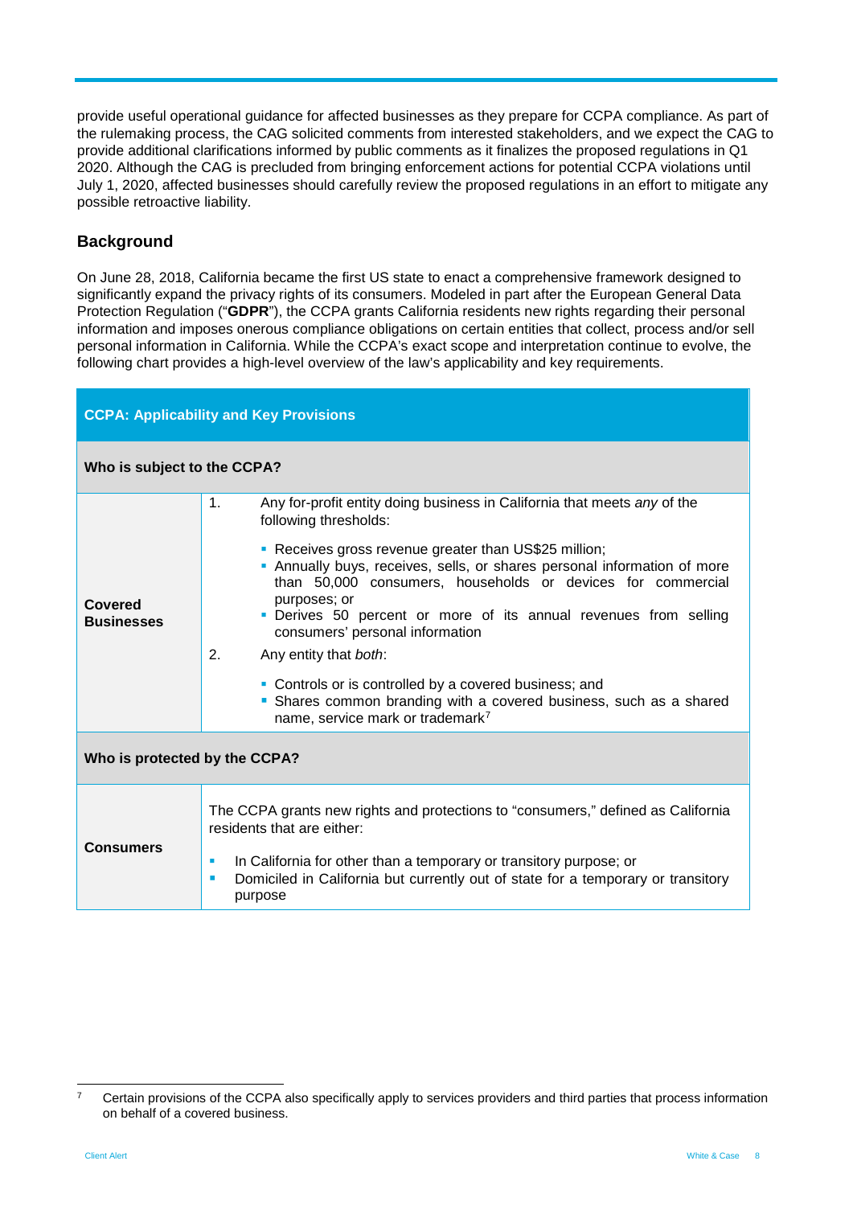provide useful operational guidance for affected businesses as they prepare for CCPA compliance. As part of the rulemaking process, the CAG solicited comments from interested stakeholders, and we expect the CAG to provide additional clarifications informed by public comments as it finalizes the proposed regulations in Q1 2020. Although the CAG is precluded from bringing enforcement actions for potential CCPA violations until July 1, 2020, affected businesses should carefully review the proposed regulations in an effort to mitigate any possible retroactive liability.

## Background

On June 28, 2018, California became the first US state to enact a comprehensive framework designed to significantly expand the privacy rights of its consumers. Modeled in part after the European General Data Protection Regulation ("**GDPR**"), the CCPA grants California residents new rights regarding their personal information and imposes onerous compliance obligations on certain entities that collect, process and/or sell personal information in California. While the CCPA's exact scope and interpretation continue to evolve, the following chart provides a high-level overview of the law's applicability and key requirements.

| **CCPA: Applicability and Key Provisions** | |
|---|---|
| **Who is subject to the CCPA?** | |
| **Covered Businesses** | 1. Any for-profit entity doing business in California that meets *any* of the following thresholds: <br>▪ Receives gross revenue greater than US$25 million; <br>▪ Annually buys, receives, sells, or shares personal information of more than 50,000 consumers, households or devices for commercial purposes; or <br>▪ Derives 50 percent or more of its annual revenues from selling consumers' personal information <br>2. Any entity that *both*: <br>▪ Controls or is controlled by a covered business; and <br>▪ Shares common branding with a covered business, such as a shared name, service mark or trademark[7] |
| **Who is protected by the CCPA?** | |
| **Consumers** | The CCPA grants new rights and protections to "consumers," defined as California residents that are either: <br>▪ In California for other than a temporary or transitory purpose; or <br>▪ Domiciled in California but currently out of state for a temporary or transitory purpose |

[7] Certain provisions of the CCPA also specifically apply to services providers and third parties that process information on behalf of a covered business.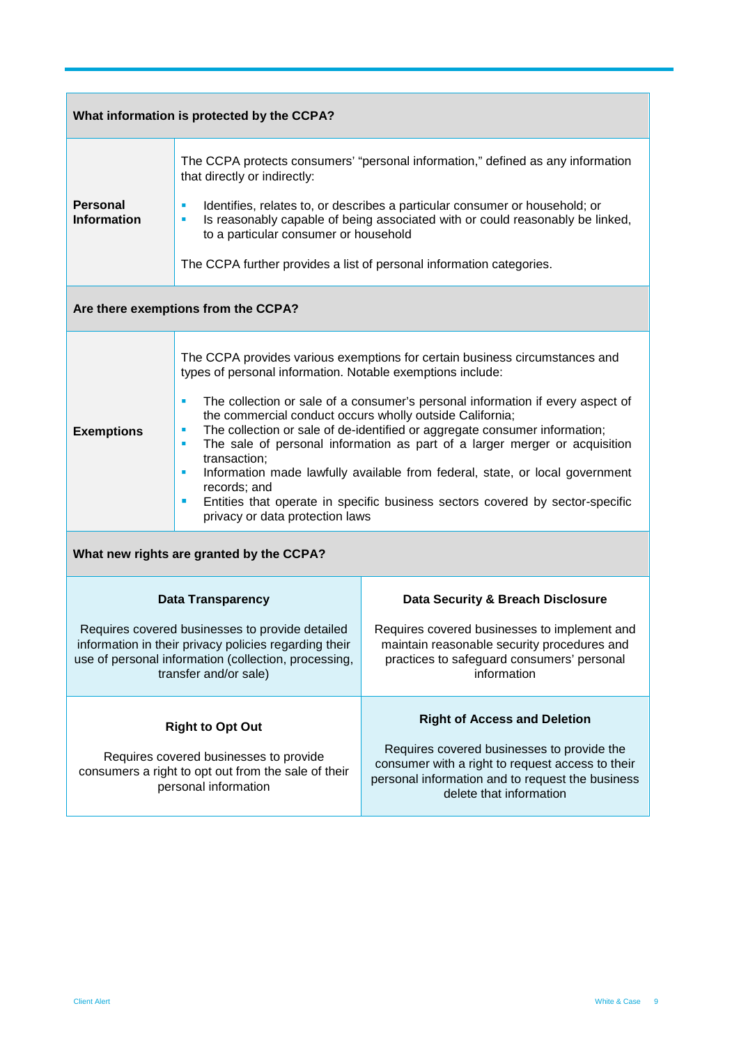| What information is protected by the CCPA? | |
|---|---|
| **Personal Information** | The CCPA protects consumers' "personal information," defined as any information that directly or indirectly:<br><br>▪ Identifies, relates to, or describes a particular consumer or household; or<br>▪ Is reasonably capable of being associated with or could reasonably be linked, to a particular consumer or household<br><br>The CCPA further provides a list of personal information categories. |

| Are there exemptions from the CCPA? | |
|---|---|
| **Exemptions** | The CCPA provides various exemptions for certain business circumstances and types of personal information. Notable exemptions include:<br><br>▪ The collection or sale of a consumer's personal information if every aspect of the commercial conduct occurs wholly outside California;<br>▪ The collection or sale of de-identified or aggregate consumer information;<br>▪ The sale of personal information as part of a larger merger or acquisition transaction;<br>▪ Information made lawfully available from federal, state, or local government records; and<br>▪ Entities that operate in specific business sectors covered by sector-specific privacy or data protection laws |

| What new rights are granted by the CCPA? | |
|---|---|
| **Data Transparency**<br><br>Requires covered businesses to provide detailed information in their privacy policies regarding their use of personal information (collection, processing, transfer and/or sale) | **Data Security & Breach Disclosure**<br><br>Requires covered businesses to implement and maintain reasonable security procedures and practices to safeguard consumers' personal information |
| **Right to Opt Out**<br><br>Requires covered businesses to provide consumers a right to opt out from the sale of their personal information | **Right of Access and Deletion**<br><br>Requires covered businesses to provide the consumer with a right to request access to their personal information and to request the business delete that information |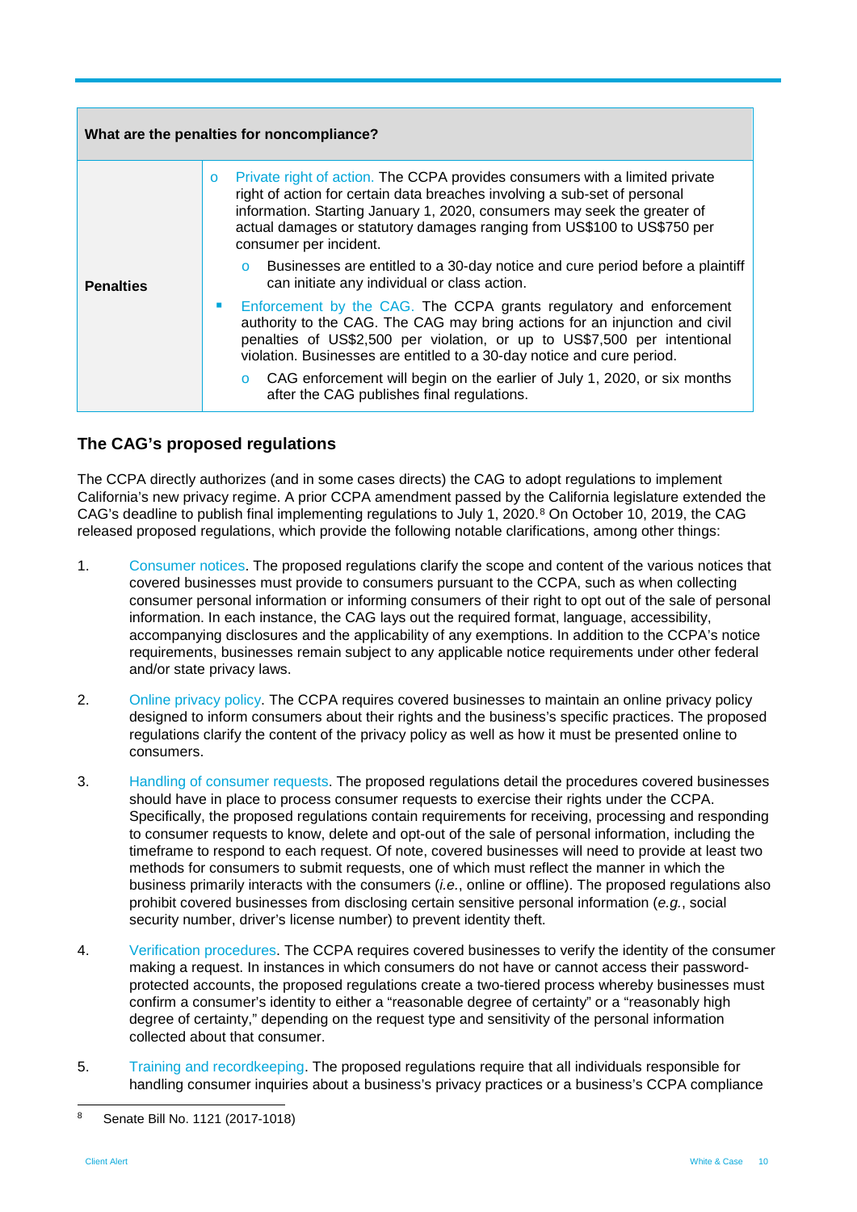| What are the penalties for noncompliance? | |
|---|---|
| **Penalties** | o Private right of action. The CCPA provides consumers with a limited private right of action for certain data breaches involving a sub-set of personal information. Starting January 1, 2020, consumers may seek the greater of actual damages or statutory damages ranging from US$100 to US$750 per consumer per incident.<br>o Businesses are entitled to a 30-day notice and cure period before a plaintiff can initiate any individual or class action.<br>▪ Enforcement by the CAG. The CCPA grants regulatory and enforcement authority to the CAG. The CAG may bring actions for an injunction and civil penalties of US$2,500 per violation, or up to US$7,500 per intentional violation. Businesses are entitled to a 30-day notice and cure period.<br>o CAG enforcement will begin on the earlier of July 1, 2020, or six months after the CAG publishes final regulations. |

## The CAG's proposed regulations

The CCPA directly authorizes (and in some cases directs) the CAG to adopt regulations to implement California's new privacy regime. A prior CCPA amendment passed by the California legislature extended the CAG's deadline to publish final implementing regulations to July 1, 2020.[8] On October 10, 2019, the CAG released proposed regulations, which provide the following notable clarifications, among other things:

1. Consumer notices. The proposed regulations clarify the scope and content of the various notices that covered businesses must provide to consumers pursuant to the CCPA, such as when collecting consumer personal information or informing consumers of their right to opt out of the sale of personal information. In each instance, the CAG lays out the required format, language, accessibility, accompanying disclosures and the applicability of any exemptions. In addition to the CCPA's notice requirements, businesses remain subject to any applicable notice requirements under other federal and/or state privacy laws.

2. Online privacy policy. The CCPA requires covered businesses to maintain an online privacy policy designed to inform consumers about their rights and the business's specific practices. The proposed regulations clarify the content of the privacy policy as well as how it must be presented online to consumers.

3. Handling of consumer requests. The proposed regulations detail the procedures covered businesses should have in place to process consumer requests to exercise their rights under the CCPA. Specifically, the proposed regulations contain requirements for receiving, processing and responding to consumer requests to know, delete and opt-out of the sale of personal information, including the timeframe to respond to each request. Of note, covered businesses will need to provide at least two methods for consumers to submit requests, one of which must reflect the manner in which the business primarily interacts with the consumers (*i.e.*, online or offline). The proposed regulations also prohibit covered businesses from disclosing certain sensitive personal information (*e.g.*, social security number, driver's license number) to prevent identity theft.

4. Verification procedures. The CCPA requires covered businesses to verify the identity of the consumer making a request. In instances in which consumers do not have or cannot access their password-protected accounts, the proposed regulations create a two-tiered process whereby businesses must confirm a consumer's identity to either a "reasonable degree of certainty" or a "reasonably high degree of certainty," depending on the request type and sensitivity of the personal information collected about that consumer.

5. Training and recordkeeping. The proposed regulations require that all individuals responsible for handling consumer inquiries about a business's privacy practices or a business's CCPA compliance

---

[8] Senate Bill No. 1121 (2017-1018)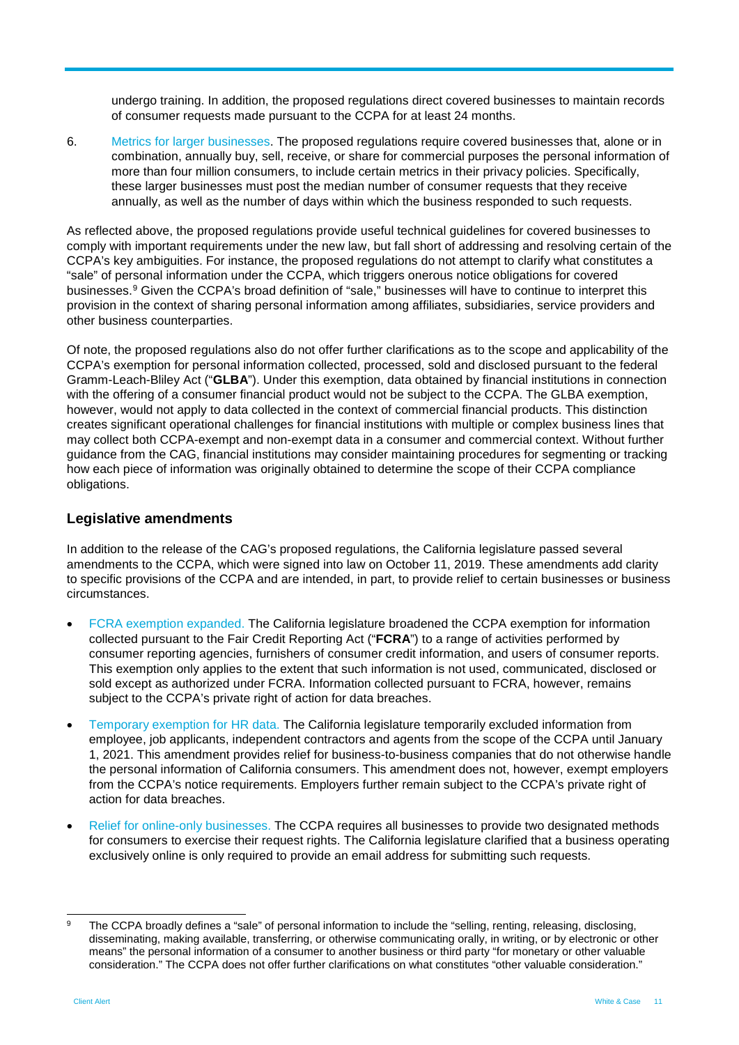undergo training. In addition, the proposed regulations direct covered businesses to maintain records of consumer requests made pursuant to the CCPA for at least 24 months.

6. Metrics for larger businesses. The proposed regulations require covered businesses that, alone or in combination, annually buy, sell, receive, or share for commercial purposes the personal information of more than four million consumers, to include certain metrics in their privacy policies. Specifically, these larger businesses must post the median number of consumer requests that they receive annually, as well as the number of days within which the business responded to such requests.

As reflected above, the proposed regulations provide useful technical guidelines for covered businesses to comply with important requirements under the new law, but fall short of addressing and resolving certain of the CCPA's key ambiguities. For instance, the proposed regulations do not attempt to clarify what constitutes a "sale" of personal information under the CCPA, which triggers onerous notice obligations for covered businesses.[9] Given the CCPA's broad definition of "sale," businesses will have to continue to interpret this provision in the context of sharing personal information among affiliates, subsidiaries, service providers and other business counterparties.

Of note, the proposed regulations also do not offer further clarifications as to the scope and applicability of the CCPA's exemption for personal information collected, processed, sold and disclosed pursuant to the federal Gramm-Leach-Bliley Act ("**GLBA**"). Under this exemption, data obtained by financial institutions in connection with the offering of a consumer financial product would not be subject to the CCPA. The GLBA exemption, however, would not apply to data collected in the context of commercial financial products. This distinction creates significant operational challenges for financial institutions with multiple or complex business lines that may collect both CCPA-exempt and non-exempt data in a consumer and commercial context. Without further guidance from the CAG, financial institutions may consider maintaining procedures for segmenting or tracking how each piece of information was originally obtained to determine the scope of their CCPA compliance obligations.

## Legislative amendments

In addition to the release of the CAG's proposed regulations, the California legislature passed several amendments to the CCPA, which were signed into law on October 11, 2019. These amendments add clarity to specific provisions of the CCPA and are intended, in part, to provide relief to certain businesses or business circumstances.

- FCRA exemption expanded. The California legislature broadened the CCPA exemption for information collected pursuant to the Fair Credit Reporting Act ("**FCRA**") to a range of activities performed by consumer reporting agencies, furnishers of consumer credit information, and users of consumer reports. This exemption only applies to the extent that such information is not used, communicated, disclosed or sold except as authorized under FCRA. Information collected pursuant to FCRA, however, remains subject to the CCPA's private right of action for data breaches.
- Temporary exemption for HR data. The California legislature temporarily excluded information from employee, job applicants, independent contractors and agents from the scope of the CCPA until January 1, 2021. This amendment provides relief for business-to-business companies that do not otherwise handle the personal information of California consumers. This amendment does not, however, exempt employers from the CCPA's notice requirements. Employers further remain subject to the CCPA's private right of action for data breaches.
- Relief for online-only businesses. The CCPA requires all businesses to provide two designated methods for consumers to exercise their request rights. The California legislature clarified that a business operating exclusively online is only required to provide an email address for submitting such requests.

---

[9] The CCPA broadly defines a "sale" of personal information to include the "selling, renting, releasing, disclosing, disseminating, making available, transferring, or otherwise communicating orally, in writing, or by electronic or other means" the personal information of a consumer to another business or third party "for monetary or other valuable consideration." The CCPA does not offer further clarifications on what constitutes "other valuable consideration."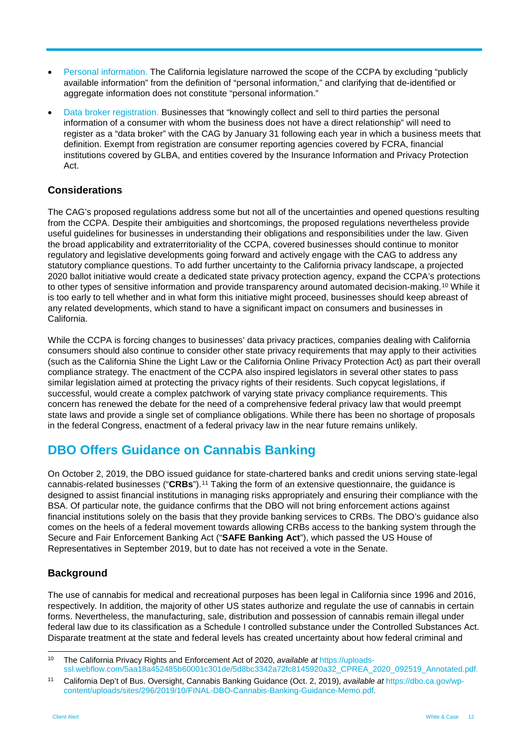- Personal information. The California legislature narrowed the scope of the CCPA by excluding "publicly available information" from the definition of "personal information," and clarifying that de-identified or aggregate information does not constitute "personal information."
- Data broker registration. Businesses that "knowingly collect and sell to third parties the personal information of a consumer with whom the business does not have a direct relationship" will need to register as a "data broker" with the CAG by January 31 following each year in which a business meets that definition. Exempt from registration are consumer reporting agencies covered by FCRA, financial institutions covered by GLBA, and entities covered by the Insurance Information and Privacy Protection Act.

### Considerations

The CAG's proposed regulations address some but not all of the uncertainties and opened questions resulting from the CCPA. Despite their ambiguities and shortcomings, the proposed regulations nevertheless provide useful guidelines for businesses in understanding their obligations and responsibilities under the law. Given the broad applicability and extraterritoriality of the CCPA, covered businesses should continue to monitor regulatory and legislative developments going forward and actively engage with the CAG to address any statutory compliance questions. To add further uncertainty to the California privacy landscape, a projected 2020 ballot initiative would create a dedicated state privacy protection agency, expand the CCPA's protections to other types of sensitive information and provide transparency around automated decision-making.[10] While it is too early to tell whether and in what form this initiative might proceed, businesses should keep abreast of any related developments, which stand to have a significant impact on consumers and businesses in California.

While the CCPA is forcing changes to businesses' data privacy practices, companies dealing with California consumers should also continue to consider other state privacy requirements that may apply to their activities (such as the California Shine the Light Law or the California Online Privacy Protection Act) as part their overall compliance strategy. The enactment of the CCPA also inspired legislators in several other states to pass similar legislation aimed at protecting the privacy rights of their residents. Such copycat legislations, if successful, would create a complex patchwork of varying state privacy compliance requirements. This concern has renewed the debate for the need of a comprehensive federal privacy law that would preempt state laws and provide a single set of compliance obligations. While there has been no shortage of proposals in the federal Congress, enactment of a federal privacy law in the near future remains unlikely.

## DBO Offers Guidance on Cannabis Banking

On October 2, 2019, the DBO issued guidance for state-chartered banks and credit unions serving state-legal cannabis-related businesses ("**CRBs**").[11] Taking the form of an extensive questionnaire, the guidance is designed to assist financial institutions in managing risks appropriately and ensuring their compliance with the BSA. Of particular note, the guidance confirms that the DBO will not bring enforcement actions against financial institutions solely on the basis that they provide banking services to CRBs. The DBO's guidance also comes on the heels of a federal movement towards allowing CRBs access to the banking system through the Secure and Fair Enforcement Banking Act ("**SAFE Banking Act**"), which passed the US House of Representatives in September 2019, but to date has not received a vote in the Senate.

### Background

The use of cannabis for medical and recreational purposes has been legal in California since 1996 and 2016, respectively. In addition, the majority of other US states authorize and regulate the use of cannabis in certain forms. Nevertheless, the manufacturing, sale, distribution and possession of cannabis remain illegal under federal law due to its classification as a Schedule I controlled substance under the Controlled Substances Act. Disparate treatment at the state and federal levels has created uncertainty about how federal criminal and

---

[10] The California Privacy Rights and Enforcement Act of 2020, *available at* https://uploads-ssl.webflow.com/5aa18a452485b60001c301de/5d8bc3342a72fc8145920a32_CPREA_2020_092519_Annotated.pdf.

[11] California Dep't of Bus. Oversight, Cannabis Banking Guidance (Oct. 2, 2019), *available at* https://dbo.ca.gov/wp-content/uploads/sites/296/2019/10/FINAL-DBO-Cannabis-Banking-Guidance-Memo.pdf.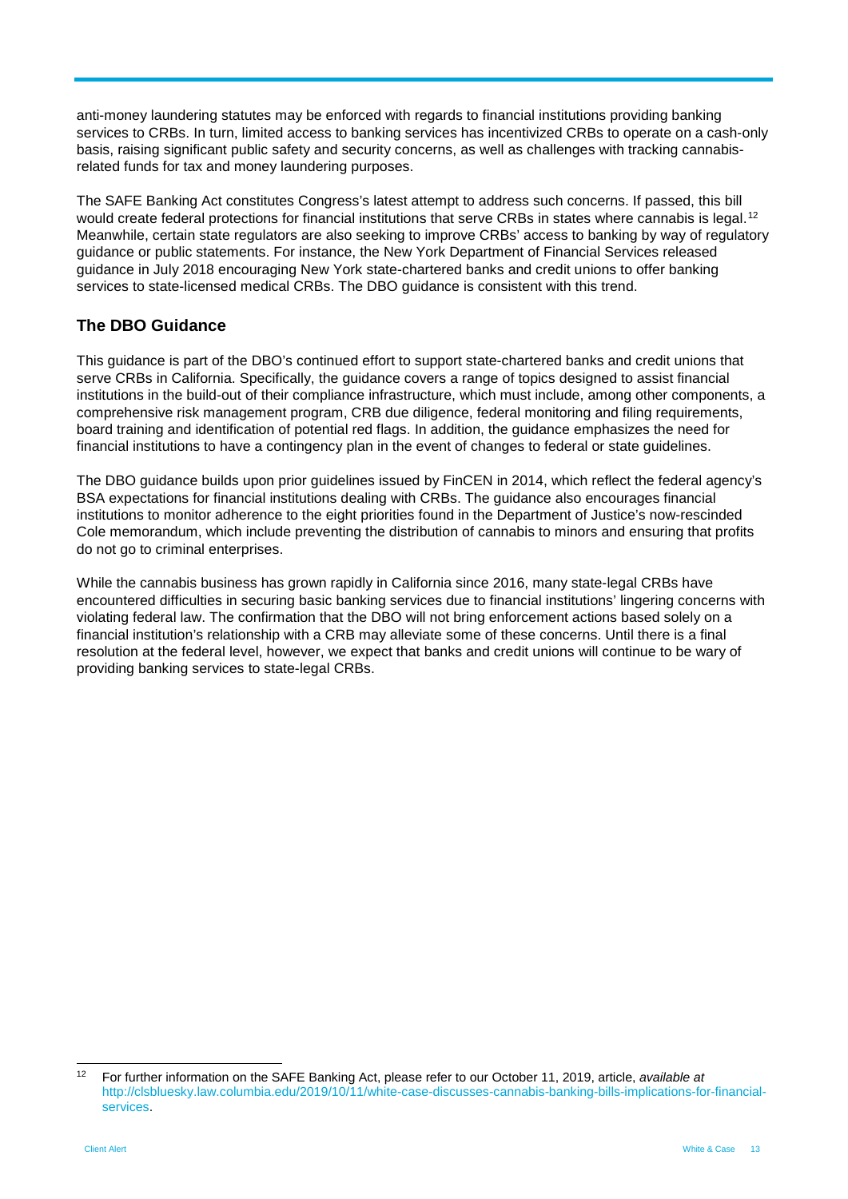anti-money laundering statutes may be enforced with regards to financial institutions providing banking services to CRBs. In turn, limited access to banking services has incentivized CRBs to operate on a cash-only basis, raising significant public safety and security concerns, as well as challenges with tracking cannabis-related funds for tax and money laundering purposes.

The SAFE Banking Act constitutes Congress's latest attempt to address such concerns. If passed, this bill would create federal protections for financial institutions that serve CRBs in states where cannabis is legal.[12] Meanwhile, certain state regulators are also seeking to improve CRBs' access to banking by way of regulatory guidance or public statements. For instance, the New York Department of Financial Services released guidance in July 2018 encouraging New York state-chartered banks and credit unions to offer banking services to state-licensed medical CRBs. The DBO guidance is consistent with this trend.

## The DBO Guidance

This guidance is part of the DBO's continued effort to support state-chartered banks and credit unions that serve CRBs in California. Specifically, the guidance covers a range of topics designed to assist financial institutions in the build-out of their compliance infrastructure, which must include, among other components, a comprehensive risk management program, CRB due diligence, federal monitoring and filing requirements, board training and identification of potential red flags. In addition, the guidance emphasizes the need for financial institutions to have a contingency plan in the event of changes to federal or state guidelines.

The DBO guidance builds upon prior guidelines issued by FinCEN in 2014, which reflect the federal agency's BSA expectations for financial institutions dealing with CRBs. The guidance also encourages financial institutions to monitor adherence to the eight priorities found in the Department of Justice's now-rescinded Cole memorandum, which include preventing the distribution of cannabis to minors and ensuring that profits do not go to criminal enterprises.

While the cannabis business has grown rapidly in California since 2016, many state-legal CRBs have encountered difficulties in securing basic banking services due to financial institutions' lingering concerns with violating federal law. The confirmation that the DBO will not bring enforcement actions based solely on a financial institution's relationship with a CRB may alleviate some of these concerns. Until there is a final resolution at the federal level, however, we expect that banks and credit unions will continue to be wary of providing banking services to state-legal CRBs.

---

[12] For further information on the SAFE Banking Act, please refer to our October 11, 2019, article, *available at* http://clsbluesky.law.columbia.edu/2019/10/11/white-case-discusses-cannabis-banking-bills-implications-for-financial-services.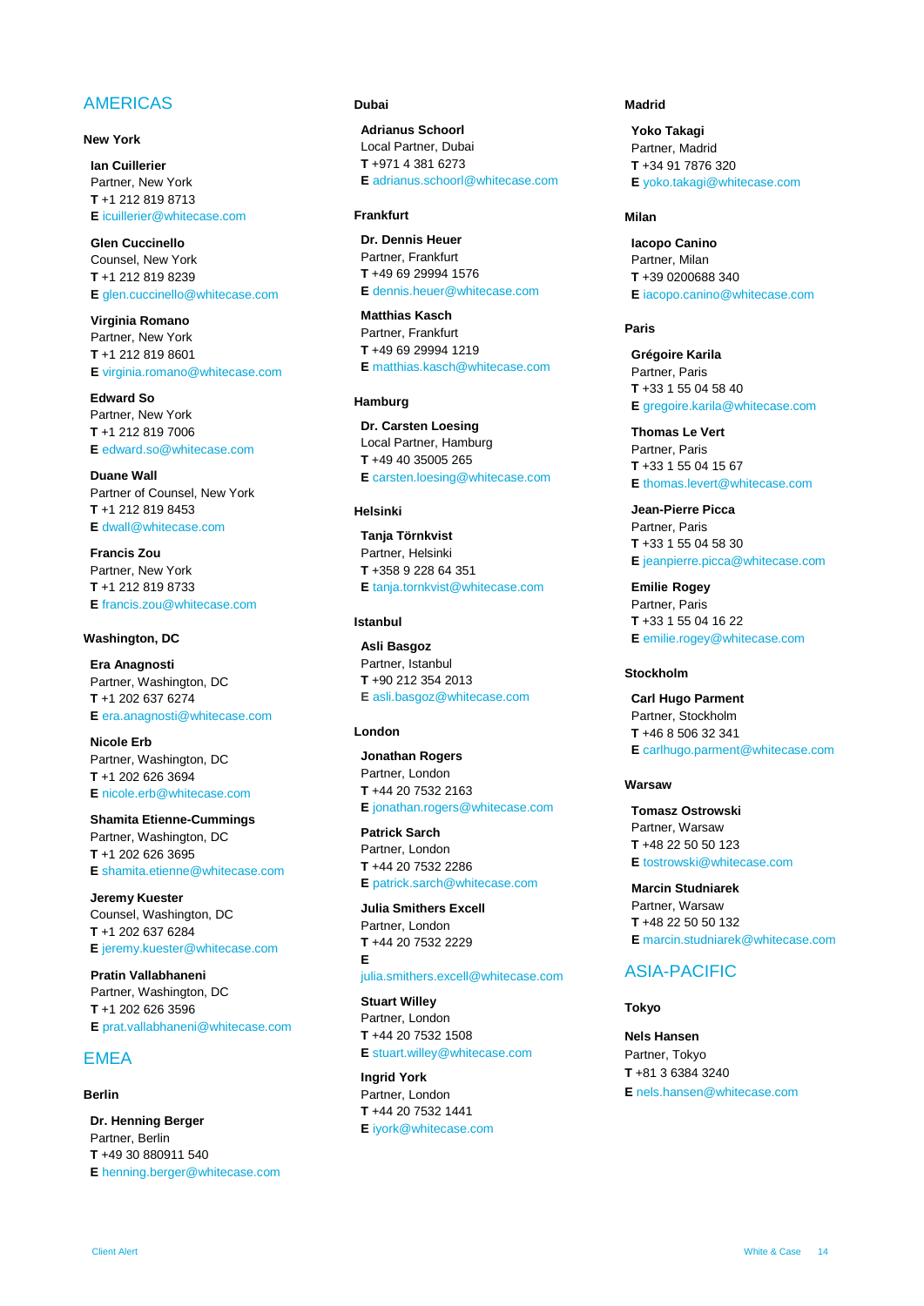## AMERICAS

### New York

**Ian Cuillerier**
Partner, New York
**T** +1 212 819 8713
**E** icuillerier@whitecase.com

**Glen Cuccinello**
Counsel, New York
**T** +1 212 819 8239
**E** glen.cuccinello@whitecase.com

**Virginia Romano**
Partner, New York
**T** +1 212 819 8601
**E** virginia.romano@whitecase.com

**Edward So**
Partner, New York
**T** +1 212 819 7006
**E** edward.so@whitecase.com

**Duane Wall**
Partner of Counsel, New York
**T** +1 212 819 8453
**E** dwall@whitecase.com

**Francis Zou**
Partner, New York
**T** +1 212 819 8733
**E** francis.zou@whitecase.com

### Washington, DC

**Era Anagnosti**
Partner, Washington, DC
**T** +1 202 637 6274
**E** era.anagnosti@whitecase.com

**Nicole Erb**
Partner, Washington, DC
**T** +1 202 626 3694
**E** nicole.erb@whitecase.com

**Shamita Etienne-Cummings**
Partner, Washington, DC
**T** +1 202 626 3695
**E** shamita.etienne@whitecase.com

**Jeremy Kuester**
Counsel, Washington, DC
**T** +1 202 637 6284
**E** jeremy.kuester@whitecase.com

**Pratin Vallabhaneni**
Partner, Washington, DC
**T** +1 202 626 3596
**E** prat.vallabhaneni@whitecase.com

## EMEA

### Berlin

**Dr. Henning Berger**
Partner, Berlin
**T** +49 30 880911 540
**E** henning.berger@whitecase.com

### Dubai

**Adrianus Schoorl**
Local Partner, Dubai
**T** +971 4 381 6273
**E** adrianus.schoorl@whitecase.com

### Frankfurt

**Dr. Dennis Heuer**
Partner, Frankfurt
**T** +49 69 29994 1576
**E** dennis.heuer@whitecase.com

**Matthias Kasch**
Partner, Frankfurt
**T** +49 69 29994 1219
**E** matthias.kasch@whitecase.com

### Hamburg

**Dr. Carsten Loesing**
Local Partner, Hamburg
**T** +49 40 35005 265
**E** carsten.loesing@whitecase.com

### Helsinki

**Tanja Törnkvist**
Partner, Helsinki
**T** +358 9 228 64 351
**E** tanja.tornkvist@whitecase.com

### Istanbul

**Asli Basgoz**
Partner, Istanbul
**T** +90 212 354 2013
**E** asli.basgoz@whitecase.com

### London

**Jonathan Rogers**
Partner, London
**T** +44 20 7532 2163
**E** jonathan.rogers@whitecase.com

**Patrick Sarch**
Partner, London
**T** +44 20 7532 2286
**E** patrick.sarch@whitecase.com

**Julia Smithers Excell**
Partner, London
**T** +44 20 7532 2229
**E** julia.smithers.excell@whitecase.com

**Stuart Willey**
Partner, London
**T** +44 20 7532 1508
**E** stuart.willey@whitecase.com

**Ingrid York**
Partner, London
**T** +44 20 7532 1441
**E** iyork@whitecase.com

### Madrid

**Yoko Takagi**
Partner, Madrid
**T** +34 91 7876 320
**E** yoko.takagi@whitecase.com

### Milan

**Iacopo Canino**
Partner, Milan
**T** +39 0200688 340
**E** iacopo.canino@whitecase.com

### Paris

**Grégoire Karila**
Partner, Paris
**T** +33 1 55 04 58 40
**E** gregoire.karila@whitecase.com

**Thomas Le Vert**
Partner, Paris
**T** +33 1 55 04 15 67
**E** thomas.levert@whitecase.com

**Jean-Pierre Picca**
Partner, Paris
**T** +33 1 55 04 58 30
**E** jeanpierre.picca@whitecase.com

**Emilie Rogey**
Partner, Paris
**T** +33 1 55 04 16 22
**E** emilie.rogey@whitecase.com

### Stockholm

**Carl Hugo Parment**
Partner, Stockholm
**T** +46 8 506 32 341
**E** carlhugo.parment@whitecase.com

### Warsaw

**Tomasz Ostrowski**
Partner, Warsaw
**T** +48 22 50 50 123
**E** tostrowski@whitecase.com

**Marcin Studniarek**
Partner, Warsaw
**T** +48 22 50 50 132
**E** marcin.studniarek@whitecase.com

## ASIA-PACIFIC

### Tokyo

**Nels Hansen**
Partner, Tokyo
**T** +81 3 6384 3240
**E** nels.hansen@whitecase.com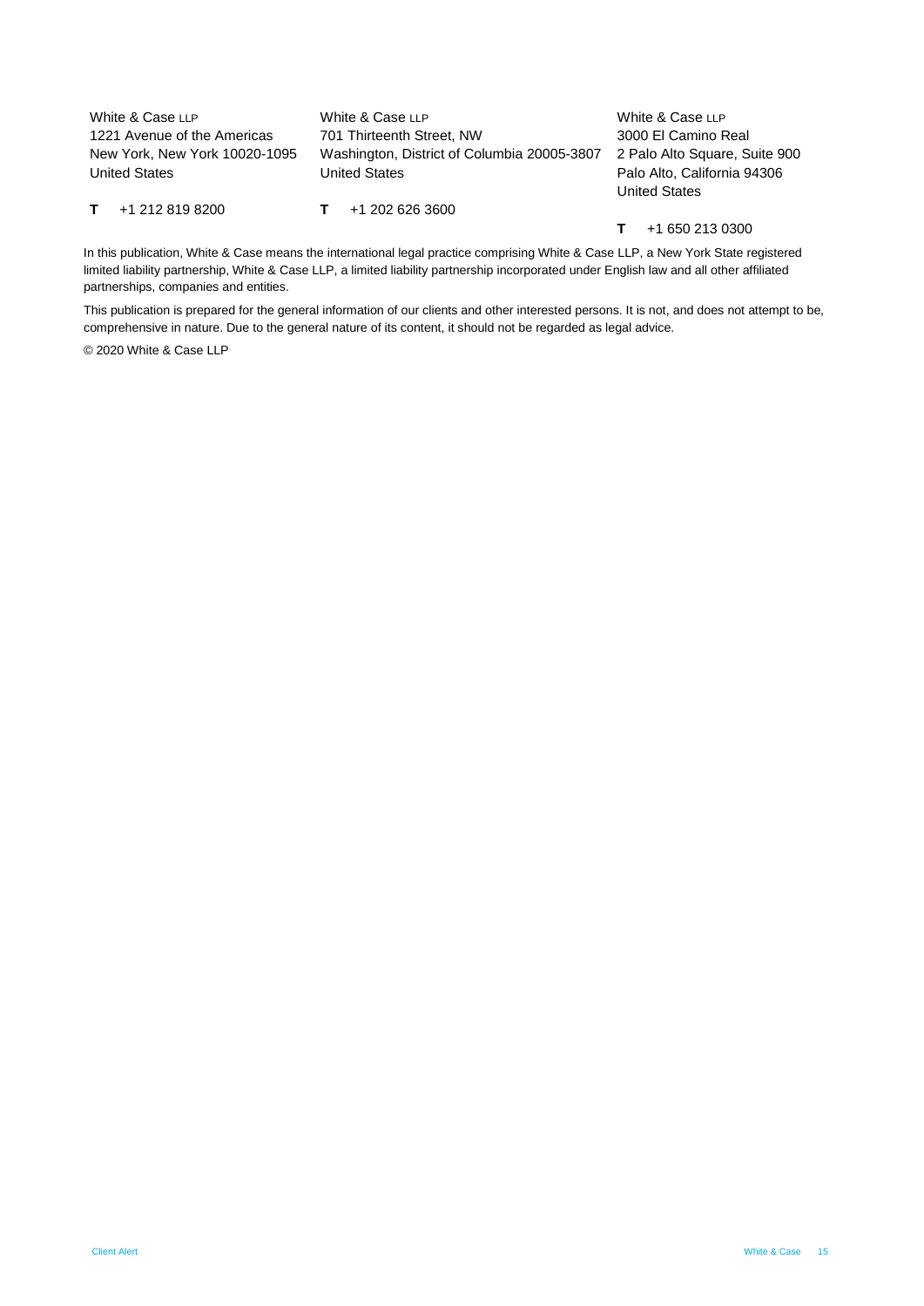White & Case LLP
1221 Avenue of the Americas
New York, New York 10020-1095
United States

**T** +1 212 819 8200

White & Case LLP
701 Thirteenth Street, NW
Washington, District of Columbia 20005-3807
United States

**T** +1 202 626 3600

White & Case LLP
3000 El Camino Real
2 Palo Alto Square, Suite 900
Palo Alto, California 94306
United States

**T** +1 650 213 0300

In this publication, White & Case means the international legal practice comprising White & Case LLP, a New York State registered limited liability partnership, White & Case LLP, a limited liability partnership incorporated under English law and all other affiliated partnerships, companies and entities.

This publication is prepared for the general information of our clients and other interested persons. It is not, and does not attempt to be, comprehensive in nature. Due to the general nature of its content, it should not be regarded as legal advice.

© 2020 White & Case LLP